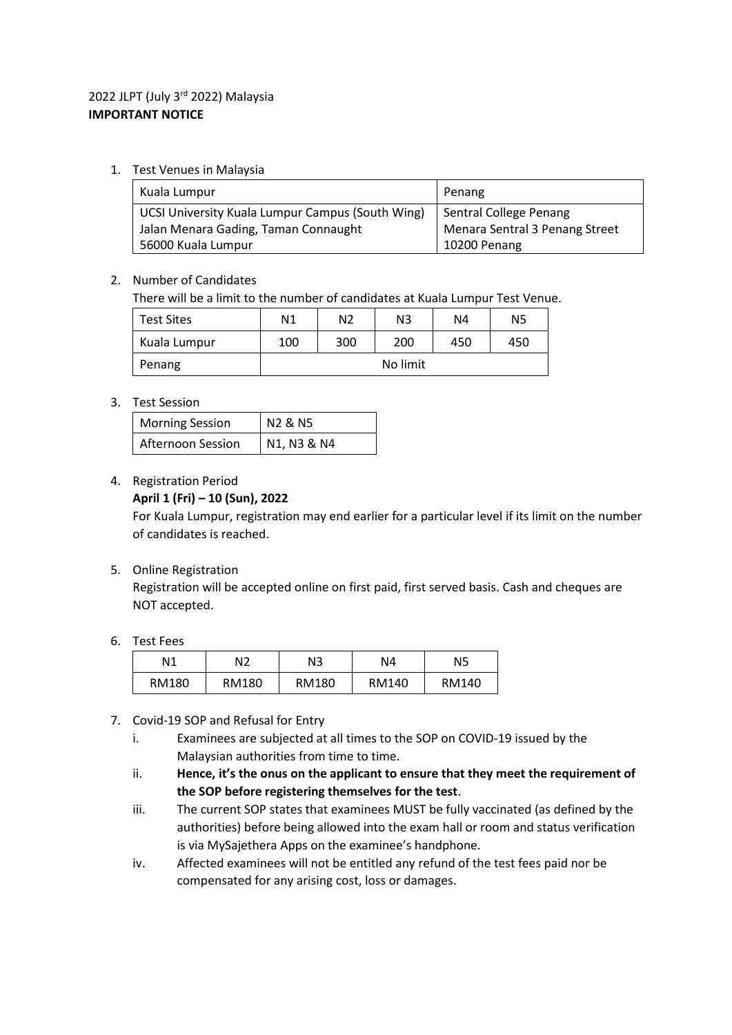2022 JLPT (July 3rd 2022) Malaysia

**IMPORTANT NOTICE**

1. Test Venues in Malaysia

| Kuala Lumpur | Penang |
|---|---|
| UCSI University Kuala Lumpur Campus (South Wing)<br>Jalan Menara Gading, Taman Connaught<br>56000 Kuala Lumpur | Sentral College Penang<br>Menara Sentral 3 Penang Street<br>10200 Penang |

2. Number of Candidates

   There will be a limit to the number of candidates at Kuala Lumpur Test Venue.

| Test Sites | N1 | N2 | N3 | N4 | N5 |
|---|---|---|---|---|---|
| Kuala Lumpur | 100 | 300 | 200 | 450 | 450 |
| Penang | No limit | | | | |

3. Test Session

| Morning Session | N2 & N5 |
|---|---|
| Afternoon Session | N1, N3 & N4 |

4. Registration Period

   **April 1 (Fri) – 10 (Sun), 2022**

   For Kuala Lumpur, registration may end earlier for a particular level if its limit on the number of candidates is reached.

5. Online Registration

   Registration will be accepted online on first paid, first served basis. Cash and cheques are NOT accepted.

6. Test Fees

| N1 | N2 | N3 | N4 | N5 |
|---|---|---|---|---|
| RM180 | RM180 | RM180 | RM140 | RM140 |

7. Covid-19 SOP and Refusal for Entry

   i. Examinees are subjected at all times to the SOP on COVID-19 issued by the Malaysian authorities from time to time.

   ii. **Hence, it's the onus on the applicant to ensure that they meet the requirement of the SOP before registering themselves for the test**.

   iii. The current SOP states that examinees MUST be fully vaccinated (as defined by the authorities) before being allowed into the exam hall or room and status verification is via MySajethera Apps on the examinee's handphone.

   iv. Affected examinees will not be entitled any refund of the test fees paid nor be compensated for any arising cost, loss or damages.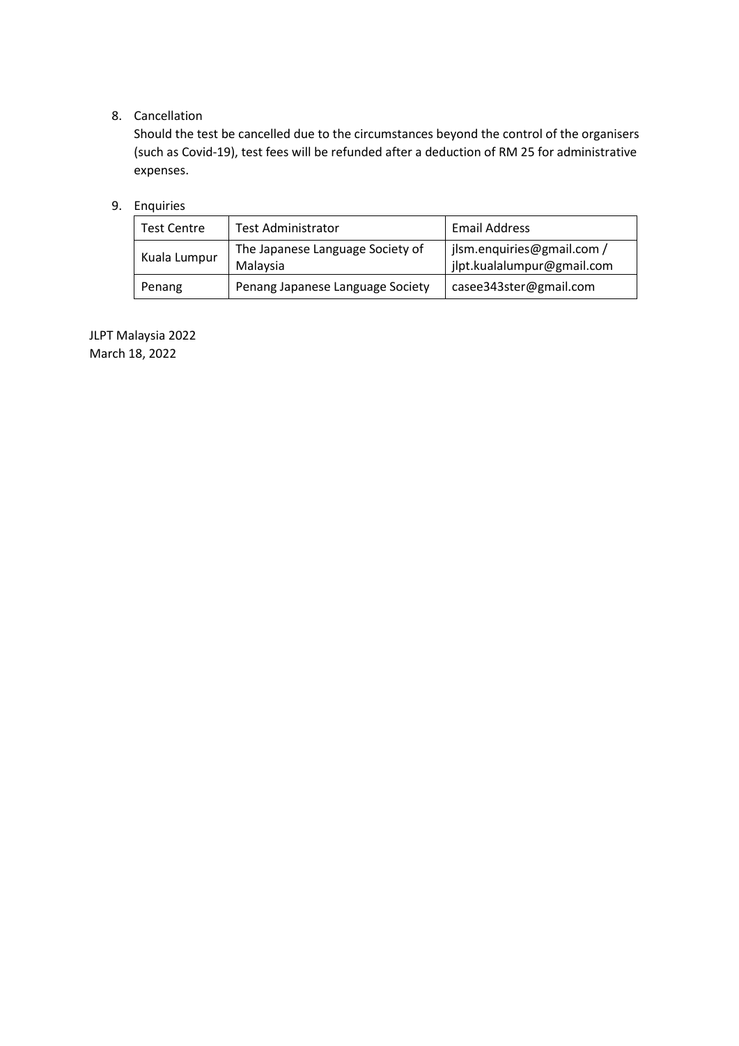8. Cancellation

   Should the test be cancelled due to the circumstances beyond the control of the organisers (such as Covid-19), test fees will be refunded after a deduction of RM 25 for administrative expenses.

9. Enquiries

| Test Centre | Test Administrator | Email Address |
| --- | --- | --- |
| Kuala Lumpur | The Japanese Language Society of Malaysia | jlsm.enquiries@gmail.com / jlpt.kualalumpur@gmail.com |
| Penang | Penang Japanese Language Society | casee343ster@gmail.com |

JLPT Malaysia 2022
March 18, 2022